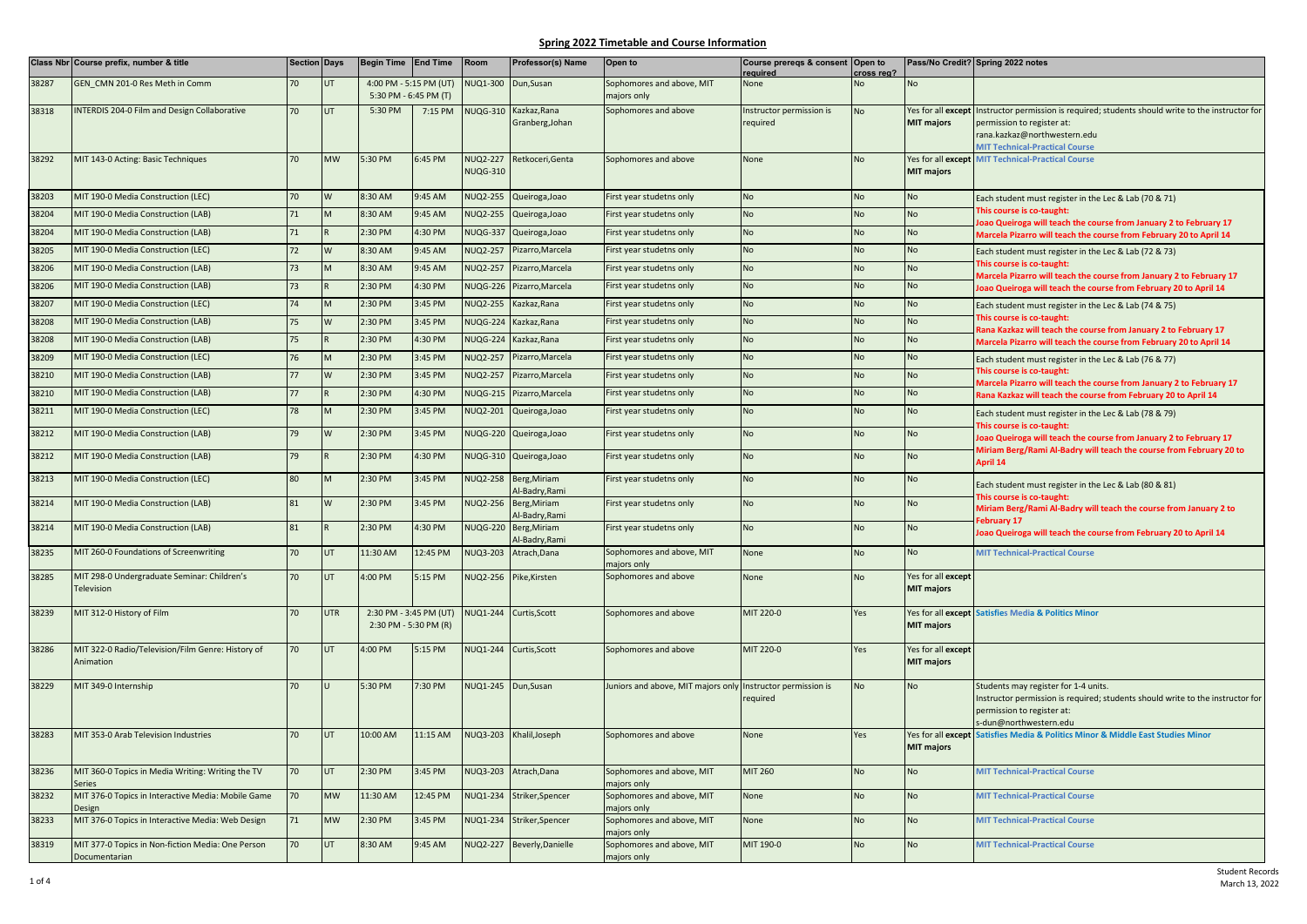## Spring 2022 Timetable and Course Information

| Class Nbr | Course prefix, number & title | Section | Days | Begin Time | End Time | Room | Professor(s) Name | Open to | Course prereqs & consent required | Open to cross reg? | Pass/No Credit? | Spring 2022 notes |
|---|---|---|---|---|---|---|---|---|---|---|---|---|
| 38287 | GEN_CMN 201-0 Res Meth in Comm | 70 | UT | 4:00 PM - 5:15 PM (UT) 5:30 PM - 6:45 PM (T) | | NUQ1-300 | Dun,Susan | Sophomores and above, MIT majors only | None | No | No | |
| 38318 | INTERDIS 204-0 Film and Design Collaborative | 70 | UT | 5:30 PM | 7:15 PM | NUQG-310 | Kazkaz,Rana Granberg,Johan | Sophomores and above | Instructor permission is required | No | Yes for all except MIT majors | Instructor permission is required; students should write to the instructor for permission to register at: rana.kazkaz@northwestern.edu MIT Technical-Practical Course |
| 38292 | MIT 143-0 Acting: Basic Techniques | 70 | MW | 5:30 PM | 6:45 PM | NUQ2-227 NUQG-310 | Retkoceri,Genta | Sophomores and above | None | No | Yes for all except MIT majors | MIT Technical-Practical Course |
| 38203 | MIT 190-0 Media Construction (LEC) | 70 | W | 8:30 AM | 9:45 AM | NUQ2-255 | Queiroga,Joao | First year studetns only | No | No | No | Each student must register in the Lec & Lab (70 & 71) This course is co-taught: Joao Queiroga will teach the course from January 2 to February 17 Marcela Pizarro will teach the course from February 20 to April 14 |
| 38204 | MIT 190-0 Media Construction (LAB) | 71 | M | 8:30 AM | 9:45 AM | NUQ2-255 | Queiroga,Joao | First year studetns only | No | No | No | |
| 38204 | MIT 190-0 Media Construction (LAB) | 71 | R | 2:30 PM | 4:30 PM | NUQG-337 | Queiroga,Joao | First year studetns only | No | No | No | |
| 38205 | MIT 190-0 Media Construction (LEC) | 72 | W | 8:30 AM | 9:45 AM | NUQ2-257 | Pizarro,Marcela | First year studetns only | No | No | No | Each student must register in the Lec & Lab (72 & 73) This course is co-taught: Marcela Pizarro will teach the course from January 2 to February 17 Joao Queiroga will teach the course from February 20 to April 14 |
| 38206 | MIT 190-0 Media Construction (LAB) | 73 | M | 8:30 AM | 9:45 AM | NUQ2-257 | Pizarro,Marcela | First year studetns only | No | No | No | |
| 38206 | MIT 190-0 Media Construction (LAB) | 73 | R | 2:30 PM | 4:30 PM | NUQG-226 | Pizarro,Marcela | First year studetns only | No | No | No | |
| 38207 | MIT 190-0 Media Construction (LEC) | 74 | M | 2:30 PM | 3:45 PM | NUQ2-255 | Kazkaz,Rana | First year studetns only | No | No | No | Each student must register in the Lec & Lab (74 & 75) This course is co-taught: Rana Kazkaz will teach the course from January 2 to February 17 Marcela Pizarro will teach the course from February 20 to April 14 |
| 38208 | MIT 190-0 Media Construction (LAB) | 75 | W | 2:30 PM | 3:45 PM | NUQG-224 | Kazkaz,Rana | First year studetns only | No | No | No | |
| 38208 | MIT 190-0 Media Construction (LAB) | 75 | R | 2:30 PM | 4:30 PM | NUQG-224 | Kazkaz,Rana | First year studetns only | No | No | No | |
| 38209 | MIT 190-0 Media Construction (LEC) | 76 | M | 2:30 PM | 3:45 PM | NUQ2-257 | Pizarro,Marcela | First year studetns only | No | No | No | Each student must register in the Lec & Lab (76 & 77) This course is co-taught: Marcela Pizarro will teach the course from January 2 to February 17 Rana Kazkaz will teach the course from February 20 to April 14 |
| 38210 | MIT 190-0 Media Construction (LAB) | 77 | W | 2:30 PM | 3:45 PM | NUQ2-257 | Pizarro,Marcela | First year studetns only | No | No | No | |
| 38210 | MIT 190-0 Media Construction (LAB) | 77 | R | 2:30 PM | 4:30 PM | NUQG-215 | Pizarro,Marcela | First year studetns only | No | No | No | |
| 38211 | MIT 190-0 Media Construction (LEC) | 78 | M | 2:30 PM | 3:45 PM | NUQ2-201 | Queiroga,Joao | First year studetns only | No | No | No | Each student must register in the Lec & Lab (78 & 79) This course is co-taught: Joao Queiroga will teach the course from January 2 to February 17 Miriam Berg/Rami Al-Badry will teach the course from February 20 to April 14 |
| 38212 | MIT 190-0 Media Construction (LAB) | 79 | W | 2:30 PM | 3:45 PM | NUQG-220 | Queiroga,Joao | First year studetns only | No | No | No | |
| 38212 | MIT 190-0 Media Construction (LAB) | 79 | R | 2:30 PM | 4:30 PM | NUQG-310 | Queiroga,Joao | First year studetns only | No | No | No | |
| 38213 | MIT 190-0 Media Construction (LEC) | 80 | M | 2:30 PM | 3:45 PM | NUQ2-258 | Berg,Miriam Al-Badry,Rami | First year studetns only | No | No | No | Each student must register in the Lec & Lab (80 & 81) This course is co-taught: Miriam Berg/Rami Al-Badry will teach the course from January 2 to February 17 Joao Queiroga will teach the course from February 20 to April 14 |
| 38214 | MIT 190-0 Media Construction (LAB) | 81 | W | 2:30 PM | 3:45 PM | NUQ2-256 | Berg,Miriam Al-Badry,Rami | First year studetns only | No | No | No | |
| 38214 | MIT 190-0 Media Construction (LAB) | 81 | R | 2:30 PM | 4:30 PM | NUQG-220 | Berg,Miriam Al-Badry,Rami | First year studetns only | No | No | No | |
| 38235 | MIT 260-0 Foundations of Screenwriting | 70 | UT | 11:30 AM | 12:45 PM | NUQ3-203 | Atrach,Dana | Sophomores and above, MIT majors only | None | No | No | MIT Technical-Practical Course |
| 38285 | MIT 298-0 Undergraduate Seminar: Children's Television | 70 | UT | 4:00 PM | 5:15 PM | NUQ2-256 | Pike,Kirsten | Sophomores and above | None | No | Yes for all except MIT majors | |
| 38239 | MIT 312-0 History of Film | 70 | UTR | 2:30 PM - 3:45 PM (UT) 2:30 PM - 5:30 PM (R) | | NUQ1-244 | Curtis,Scott | Sophomores and above | MIT 220-0 | Yes | Yes for all except MIT majors | Satisfies Media & Politics Minor |
| 38286 | MIT 322-0 Radio/Television/Film Genre: History of Animation | 70 | UT | 4:00 PM | 5:15 PM | NUQ1-244 | Curtis,Scott | Sophomores and above | MIT 220-0 | Yes | Yes for all except MIT majors | |
| 38229 | MIT 349-0 Internship | 70 | U | 5:30 PM | 7:30 PM | NUQ1-245 | Dun,Susan | Juniors and above, MIT majors only | Instructor permission is required | No | No | Students may register for 1-4 units. Instructor permission is required; students should write to the instructor for permission to register at: s-dun@northwestern.edu |
| 38283 | MIT 353-0 Arab Television Industries | 70 | UT | 10:00 AM | 11:15 AM | NUQ3-203 | Khalil,Joseph | Sophomores and above | None | Yes | Yes for all except MIT majors | Satisfies Media & Politics Minor & Middle East Studies Minor |
| 38236 | MIT 360-0 Topics in Media Writing: Writing the TV Series | 70 | UT | 2:30 PM | 3:45 PM | NUQ3-203 | Atrach,Dana | Sophomores and above, MIT majors only | MIT 260 | No | No | MIT Technical-Practical Course |
| 38232 | MIT 376-0 Topics in Interactive Media: Mobile Game Design | 70 | MW | 11:30 AM | 12:45 PM | NUQ1-234 | Striker,Spencer | Sophomores and above, MIT majors only | None | No | No | MIT Technical-Practical Course |
| 38233 | MIT 376-0 Topics in Interactive Media: Web Design | 71 | MW | 2:30 PM | 3:45 PM | NUQ1-234 | Striker,Spencer | Sophomores and above, MIT majors only | None | No | No | MIT Technical-Practical Course |
| 38319 | MIT 377-0 Topics in Non-fiction Media: One Person Documentarian | 70 | UT | 8:30 AM | 9:45 AM | NUQ2-227 | Beverly,Danielle | Sophomores and above, MIT majors only | MIT 190-0 | No | No | MIT Technical-Practical Course |

Student Records
March 13, 2022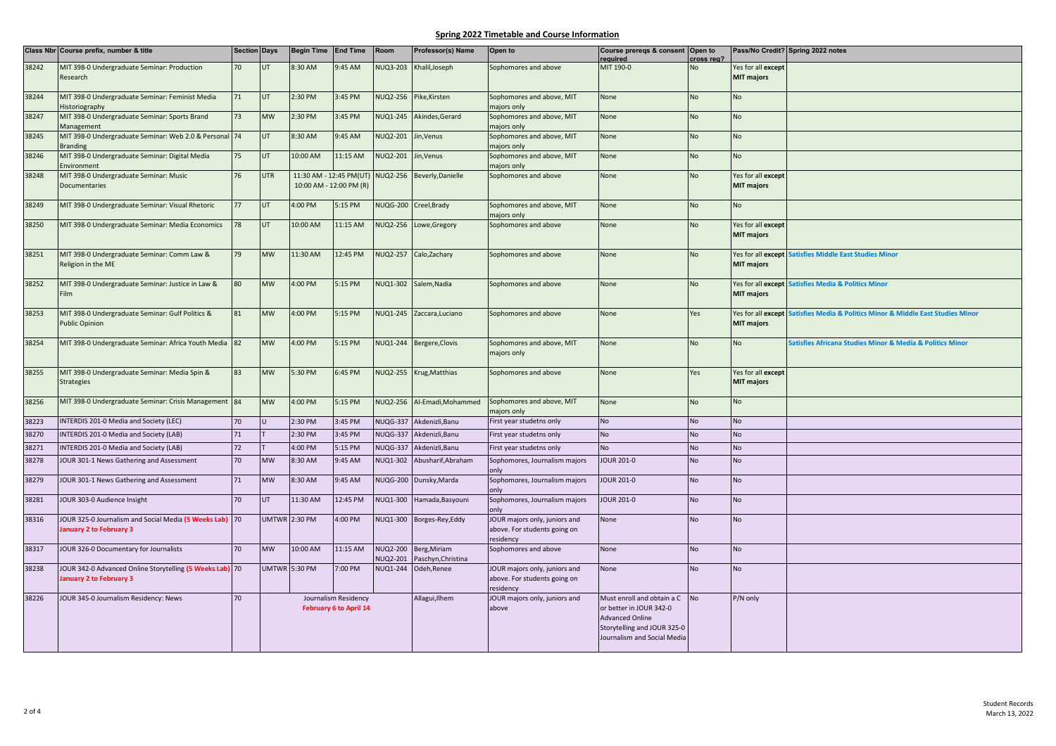## Spring 2022 Timetable and Course Information

| Class Nbr | Course prefix, number & title | Section | Days | Begin Time | End Time | Room | Professor(s) Name | Open to | Course prereqs & consent required | Open to cross reg? | Pass/No Credit? | Spring 2022 notes |
|---|---|---|---|---|---|---|---|---|---|---|---|---|
| 38242 | MIT 398-0 Undergraduate Seminar: Production Research | 70 | UT | 8:30 AM | 9:45 AM | NUQ3-203 | Khalil,Joseph | Sophomores and above | MIT 190-0 | No | Yes for all **except** **MIT majors** | |
| 38244 | MIT 398-0 Undergraduate Seminar: Feminist Media Historiography | 71 | UT | 2:30 PM | 3:45 PM | NUQ2-256 | Pike,Kirsten | Sophomores and above, MIT majors only | None | No | No | |
| 38247 | MIT 398-0 Undergraduate Seminar: Sports Brand Management | 73 | MW | 2:30 PM | 3:45 PM | NUQ1-245 | Akindes,Gerard | Sophomores and above, MIT majors only | None | No | No | |
| 38245 | MIT 398-0 Undergraduate Seminar: Web 2.0 & Personal Branding | 74 | UT | 8:30 AM | 9:45 AM | NUQ2-201 | Jin,Venus | Sophomores and above, MIT majors only | None | No | No | |
| 38246 | MIT 398-0 Undergraduate Seminar: Digital Media Environment | 75 | UT | 10:00 AM | 11:15 AM | NUQ2-201 | Jin,Venus | Sophomores and above, MIT majors only | None | No | No | |
| 38248 | MIT 398-0 Undergraduate Seminar: Music Documentaries | 76 | UTR | 11:30 AM - 12:45 PM(UT) 10:00 AM - 12:00 PM (R) | | NUQ2-256 | Beverly,Danielle | Sophomores and above | None | No | Yes for all **except** **MIT majors** | |
| 38249 | MIT 398-0 Undergraduate Seminar: Visual Rhetoric | 77 | UT | 4:00 PM | 5:15 PM | NUQG-200 | Creel,Brady | Sophomores and above, MIT majors only | None | No | No | |
| 38250 | MIT 398-0 Undergraduate Seminar: Media Economics | 78 | UT | 10:00 AM | 11:15 AM | NUQ2-256 | Lowe,Gregory | Sophomores and above | None | No | Yes for all **except** **MIT majors** | |
| 38251 | MIT 398-0 Undergraduate Seminar: Comm Law & Religion in the ME | 79 | MW | 11:30 AM | 12:45 PM | NUQ2-257 | Calo,Zachary | Sophomores and above | None | No | Yes for all **except** **MIT majors** | Satisfies Middle East Studies Minor |
| 38252 | MIT 398-0 Undergraduate Seminar: Justice in Law & Film | 80 | MW | 4:00 PM | 5:15 PM | NUQ1-302 | Salem,Nadia | Sophomores and above | None | No | Yes for all **except** **MIT majors** | Satisfies Media & Politics Minor |
| 38253 | MIT 398-0 Undergraduate Seminar: Gulf Politics & Public Opinion | 81 | MW | 4:00 PM | 5:15 PM | NUQ1-245 | Zaccara,Luciano | Sophomores and above | None | Yes | Yes for all **except** **MIT majors** | Satisfies Media & Politics Minor & Middle East Studies Minor |
| 38254 | MIT 398-0 Undergraduate Seminar: Africa Youth Media | 82 | MW | 4:00 PM | 5:15 PM | NUQ1-244 | Bergere,Clovis | Sophomores and above, MIT majors only | None | No | No | Satisfies Africana Studies Minor & Media & Politics Minor |
| 38255 | MIT 398-0 Undergraduate Seminar: Media Spin & Strategies | 83 | MW | 5:30 PM | 6:45 PM | NUQ2-255 | Krug,Matthias | Sophomores and above | None | Yes | Yes for all **except** **MIT majors** | |
| 38256 | MIT 398-0 Undergraduate Seminar: Crisis Management | 84 | MW | 4:00 PM | 5:15 PM | NUQ2-256 | Al-Emadi,Mohammed | Sophomores and above, MIT majors only | None | No | No | |
| 38223 | INTERDIS 201-0 Media and Society (LEC) | 70 | U | 2:30 PM | 3:45 PM | NUQG-337 | Akdenizli,Banu | First year studetns only | No | No | No | |
| 38270 | INTERDIS 201-0 Media and Society (LAB) | 71 | T | 2:30 PM | 3:45 PM | NUQG-337 | Akdenizli,Banu | First year studetns only | No | No | No | |
| 38271 | INTERDIS 201-0 Media and Society (LAB) | 72 | T | 4:00 PM | 5:15 PM | NUQG-337 | Akdenizli,Banu | First year studetns only | No | No | No | |
| 38278 | JOUR 301-1 News Gathering and Assessment | 70 | MW | 8:30 AM | 9:45 AM | NUQ1-302 | Abusharif,Abraham | Sophomores, Journalism majors only | JOUR 201-0 | No | No | |
| 38279 | JOUR 301-1 News Gathering and Assessment | 71 | MW | 8:30 AM | 9:45 AM | NUQG-200 | Dunsky,Marda | Sophomores, Journalism majors only | JOUR 201-0 | No | No | |
| 38281 | JOUR 303-0 Audience Insight | 70 | UT | 11:30 AM | 12:45 PM | NUQ1-300 | Hamada,Basyouni | Sophomores, Journalism majors only | JOUR 201-0 | No | No | |
| 38316 | JOUR 325-0 Journalism and Social Media (5 Weeks Lab) January 2 to February 3 | 70 | UMTWR | 2:30 PM | 4:00 PM | NUQ1-300 | Borges-Rey,Eddy | JOUR majors only, juniors and above. For students going on residency | None | No | No | |
| 38317 | JOUR 326-0 Documentary for Journalists | 70 | MW | 10:00 AM | 11:15 AM | NUQ2-200 NUQ2-201 | Berg,Miriam Paschyn,Christina | Sophomores and above | None | No | No | |
| 38238 | JOUR 342-0 Advanced Online Storytelling (5 Weeks Lab) January 2 to February 3 | 70 | UMTWR | 5:30 PM | 7:00 PM | NUQ1-244 | Odeh,Renee | JOUR majors only, juniors and above. For students going on residency | None | No | No | |
| 38226 | JOUR 345-0 Journalism Residency: News | 70 | | Journalism Residency February 6 to April 14 | | | Allagui,Ilhem | JOUR majors only, juniors and above | Must enroll and obtain a C or better in JOUR 342-0 Advanced Online Storytelling and JOUR 325-0 Journalism and Social Media | No | P/N only | |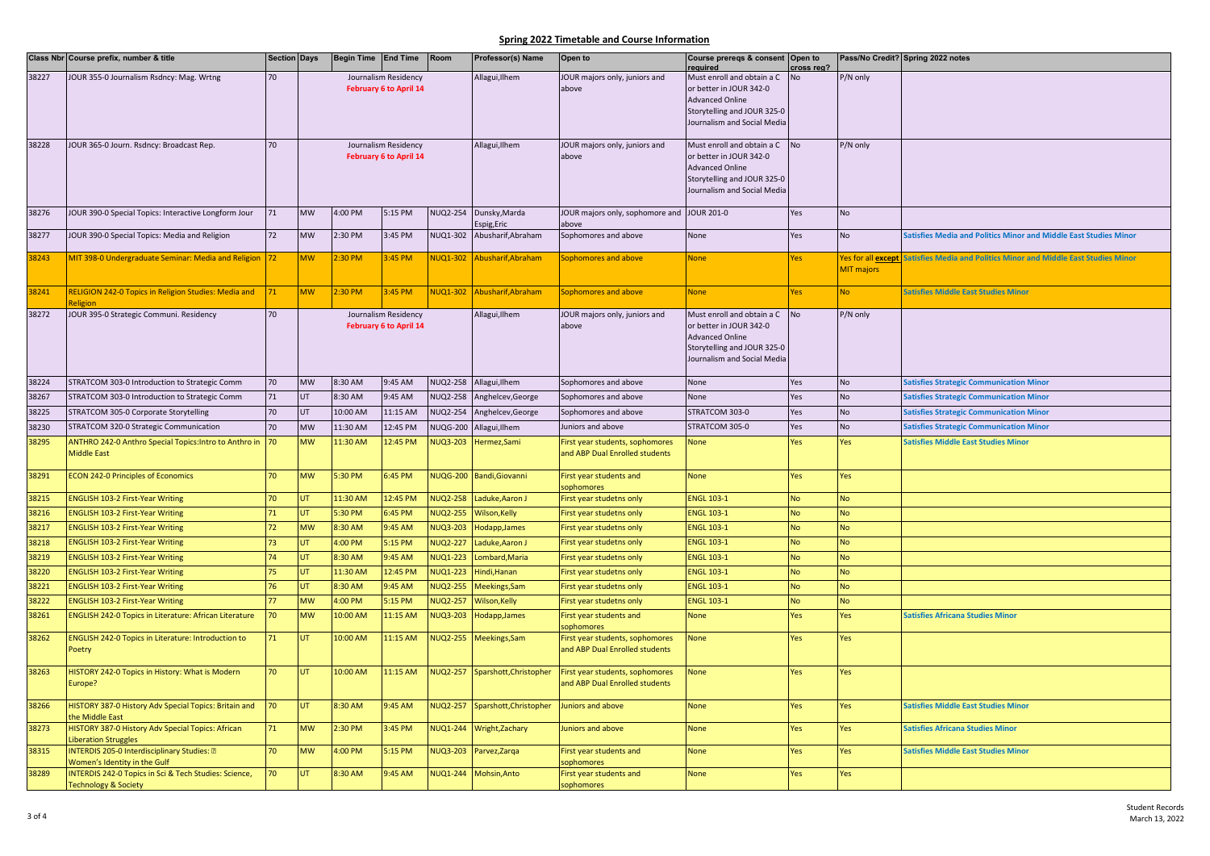## Spring 2022 Timetable and Course Information

| Class Nbr | Course prefix, number & title | Section | Days | Begin Time | End Time | Room | Professor(s) Name | Open to | Course prereqs & consent required | Open to cross reg? | Pass/No Credit? | Spring 2022 notes |
|---|---|---|---|---|---|---|---|---|---|---|---|---|
| 38227 | JOUR 355-0 Journalism Rsdncy: Mag. Wrtng | 70 | Journalism Residency February 6 to April 14 | | | | Allagui,Ilhem | JOUR majors only, juniors and above | Must enroll and obtain a C or better in JOUR 342-0 Advanced Online Storytelling and JOUR 325-0 Journalism and Social Media | No | P/N only | |
| 38228 | JOUR 365-0 Journ. Rsdncy: Broadcast Rep. | 70 | Journalism Residency February 6 to April 14 | | | | Allagui,Ilhem | JOUR majors only, juniors and above | Must enroll and obtain a C or better in JOUR 342-0 Advanced Online Storytelling and JOUR 325-0 Journalism and Social Media | No | P/N only | |
| 38276 | JOUR 390-0 Special Topics: Interactive Longform Jour | 71 | MW | 4:00 PM | 5:15 PM | NUQ2-254 | Dunsky,Marda Espig,Eric | JOUR majors only, sophomore and above | JOUR 201-0 | Yes | No | |
| 38277 | JOUR 390-0 Special Topics: Media and Religion | 72 | MW | 2:30 PM | 3:45 PM | NUQ1-302 | Abusharif,Abraham | Sophomores and above | None | Yes | No | Satisfies Media and Politics Minor and Middle East Studies Minor |
| 38243 | MIT 398-0 Undergraduate Seminar: Media and Religion | 72 | MW | 2:30 PM | 3:45 PM | NUQ1-302 | Abusharif,Abraham | Sophomores and above | None | Yes | Yes for all **except** MIT majors | Satisfies Media and Politics Minor and Middle East Studies Minor |
| 38241 | RELIGION 242-0 Topics in Religion Studies: Media and Religion | 71 | MW | 2:30 PM | 3:45 PM | NUQ1-302 | Abusharif,Abraham | Sophomores and above | None | Yes | No | Satisfies Middle East Studies Minor |
| 38272 | JOUR 395-0 Strategic Communi. Residency | 70 | Journalism Residency February 6 to April 14 | | | | Allagui,Ilhem | JOUR majors only, juniors and above | Must enroll and obtain a C or better in JOUR 342-0 Advanced Online Storytelling and JOUR 325-0 Journalism and Social Media | No | P/N only | |
| 38224 | STRATCOM 303-0 Introduction to Strategic Comm | 70 | MW | 8:30 AM | 9:45 AM | NUQ2-258 | Allagui,Ilhem | Sophomores and above | None | Yes | No | Satisfies Strategic Communication Minor |
| 38267 | STRATCOM 303-0 Introduction to Strategic Comm | 71 | UT | 8:30 AM | 9:45 AM | NUQ2-258 | Anghelcev,George | Sophomores and above | None | Yes | No | Satisfies Strategic Communication Minor |
| 38225 | STRATCOM 305-0 Corporate Storytelling | 70 | UT | 10:00 AM | 11:15 AM | NUQ2-254 | Anghelcev,George | Sophomores and above | STRATCOM 303-0 | Yes | No | Satisfies Strategic Communication Minor |
| 38230 | STRATCOM 320-0 Strategic Communication | 70 | MW | 11:30 AM | 12:45 PM | NUQG-200 | Allagui,Ilhem | Juniors and above | STRATCOM 305-0 | Yes | No | Satisfies Strategic Communication Minor |
| 38295 | ANTHRO 242-0 Anthro Special Topics:Intro to Anthro in Middle East | 70 | MW | 11:30 AM | 12:45 PM | NUQ3-203 | Hermez,Sami | First year students, sophomores and ABP Dual Enrolled students | None | Yes | Yes | Satisfies Middle East Studies Minor |
| 38291 | ECON 242-0 Principles of Economics | 70 | MW | 5:30 PM | 6:45 PM | NUQG-200 | Bandi,Giovanni | First year students and sophomores | None | Yes | Yes | |
| 38215 | ENGLISH 103-2 First-Year Writing | 70 | UT | 11:30 AM | 12:45 PM | NUQ2-258 | Laduke,Aaron J | First year studetns only | ENGL 103-1 | No | No | |
| 38216 | ENGLISH 103-2 First-Year Writing | 71 | UT | 5:30 PM | 6:45 PM | NUQ2-255 | Wilson,Kelly | First year studetns only | ENGL 103-1 | No | No | |
| 38217 | ENGLISH 103-2 First-Year Writing | 72 | MW | 8:30 AM | 9:45 AM | NUQ3-203 | Hodapp,James | First year studetns only | ENGL 103-1 | No | No | |
| 38218 | ENGLISH 103-2 First-Year Writing | 73 | UT | 4:00 PM | 5:15 PM | NUQ2-227 | Laduke,Aaron J | First year studetns only | ENGL 103-1 | No | No | |
| 38219 | ENGLISH 103-2 First-Year Writing | 74 | UT | 8:30 AM | 9:45 AM | NUQ1-223 | Lombard,Maria | First year studetns only | ENGL 103-1 | No | No | |
| 38220 | ENGLISH 103-2 First-Year Writing | 75 | UT | 11:30 AM | 12:45 PM | NUQ1-223 | Hindi,Hanan | First year studetns only | ENGL 103-1 | No | No | |
| 38221 | ENGLISH 103-2 First-Year Writing | 76 | UT | 8:30 AM | 9:45 AM | NUQ2-255 | Meekings,Sam | First year studetns only | ENGL 103-1 | No | No | |
| 38222 | ENGLISH 103-2 First-Year Writing | 77 | MW | 4:00 PM | 5:15 PM | NUQ2-257 | Wilson,Kelly | First year studetns only | ENGL 103-1 | No | No | |
| 38261 | ENGLISH 242-0 Topics in Literature: African Literature | 70 | MW | 10:00 AM | 11:15 AM | NUQ3-203 | Hodapp,James | First year students and sophomores | None | Yes | Yes | Satisfies Africana Studies Minor |
| 38262 | ENGLISH 242-0 Topics in Literature: Introduction to Poetry | 71 | UT | 10:00 AM | 11:15 AM | NUQ2-255 | Meekings,Sam | First year students, sophomores and ABP Dual Enrolled students | None | Yes | Yes | |
| 38263 | HISTORY 242-0 Topics in History: What is Modern Europe? | 70 | UT | 10:00 AM | 11:15 AM | NUQ2-257 | Sparshott,Christopher | First year students, sophomores and ABP Dual Enrolled students | None | Yes | Yes | |
| 38266 | HISTORY 387-0 History Adv Special Topics: Britain and the Middle East | 70 | UT | 8:30 AM | 9:45 AM | NUQ2-257 | Sparshott,Christopher | Juniors and above | None | Yes | Yes | Satisfies Middle East Studies Minor |
| 38273 | HISTORY 387-0 History Adv Special Topics: African Liberation Struggles | 71 | MW | 2:30 PM | 3:45 PM | NUQ1-244 | Wright,Zachary | Juniors and above | None | Yes | Yes | Satisfies Africana Studies Minor |
| 38315 | INTERDIS 205-0 Interdisciplinary Studies: Women's Identity in the Gulf | 70 | MW | 4:00 PM | 5:15 PM | NUQ3-203 | Parvez,Zarqa | First year students and sophomores | None | Yes | Yes | Satisfies Middle East Studies Minor |
| 38289 | INTERDIS 242-0 Topics in Sci & Tech Studies: Science, Technology & Society | 70 | UT | 8:30 AM | 9:45 AM | NUQ1-244 | Mohsin,Anto | First year students and sophomores | None | Yes | Yes | |

Student Records
March 13, 2022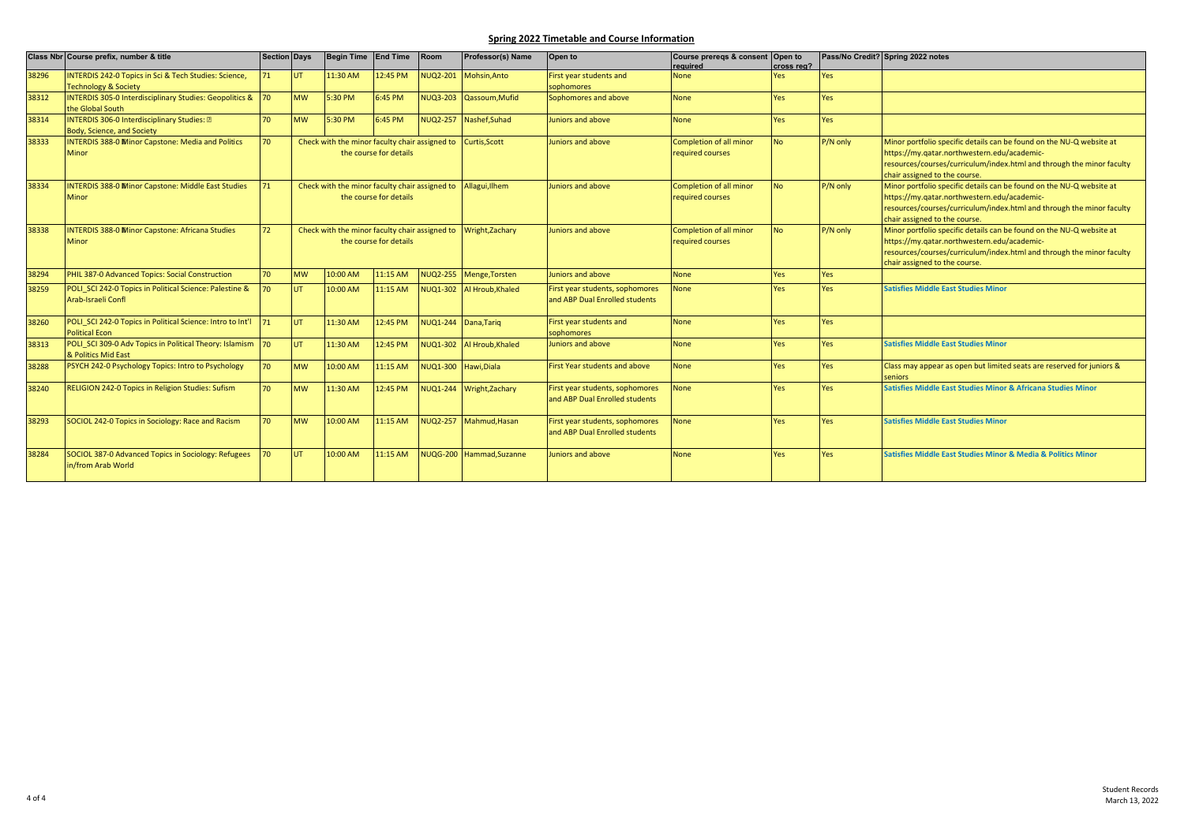## Spring 2022 Timetable and Course Information

| Class Nbr | Course prefix, number & title | Section | Days | Begin Time | End Time | Room | Professor(s) Name | Open to | Course prereqs & consent required | Open to cross reg? | Pass/No Credit? | Spring 2022 notes |
|---|---|---|---|---|---|---|---|---|---|---|---|---|
| 38296 | INTERDIS 242-0 Topics in Sci & Tech Studies: Science, Technology & Society | 71 | UT | 11:30 AM | 12:45 PM | NUQ2-201 | Mohsin,Anto | First year students and sophomores | None | Yes | Yes | |
| 38312 | INTERDIS 305-0 Interdisciplinary Studies: Geopolitics & the Global South | 70 | MW | 5:30 PM | 6:45 PM | NUQ3-203 | Qassoum,Mufid | Sophomores and above | None | Yes | Yes | |
| 38314 | INTERDIS 306-0 Interdisciplinary Studies: ? Body, Science, and Society | 70 | MW | 5:30 PM | 6:45 PM | NUQ2-257 | Nashef,Suhad | Juniors and above | None | Yes | Yes | |
| 38333 | INTERDIS 388-0 Minor Capstone: Media and Politics Minor | 70 | Check with the minor faculty chair assigned to the course for details | | | | Curtis,Scott | Juniors and above | Completion of all minor required courses | No | P/N only | Minor portfolio specific details can be found on the NU-Q website at https://my.qatar.northwestern.edu/academic-resources/courses/curriculum/index.html and through the minor faculty chair assigned to the course. |
| 38334 | INTERDIS 388-0 Minor Capstone: Middle East Studies Minor | 71 | Check with the minor faculty chair assigned to the course for details | | | | Allagui,Ilhem | Juniors and above | Completion of all minor required courses | No | P/N only | Minor portfolio specific details can be found on the NU-Q website at https://my.qatar.northwestern.edu/academic-resources/courses/curriculum/index.html and through the minor faculty chair assigned to the course. |
| 38338 | INTERDIS 388-0 Minor Capstone: Africana Studies Minor | 72 | Check with the minor faculty chair assigned to the course for details | | | | Wright,Zachary | Juniors and above | Completion of all minor required courses | No | P/N only | Minor portfolio specific details can be found on the NU-Q website at https://my.qatar.northwestern.edu/academic-resources/courses/curriculum/index.html and through the minor faculty chair assigned to the course. |
| 38294 | PHIL 387-0 Advanced Topics: Social Construction | 70 | MW | 10:00 AM | 11:15 AM | NUQ2-255 | Menge,Torsten | Juniors and above | None | Yes | Yes | |
| 38259 | POLI_SCI 242-0 Topics in Political Science: Palestine & Arab-Israeli Confl | 70 | UT | 10:00 AM | 11:15 AM | NUQ1-302 | Al Hroub,Khaled | First year students, sophomores and ABP Dual Enrolled students | None | Yes | Yes | **Satisfies Middle East Studies Minor** |
| 38260 | POLI_SCI 242-0 Topics in Political Science: Intro to Int'l Political Econ | 71 | UT | 11:30 AM | 12:45 PM | NUQ1-244 | Dana,Tariq | First year students and sophomores | None | Yes | Yes | |
| 38313 | POLI_SCI 309-0 Adv Topics in Political Theory: Islamism & Politics Mid East | 70 | UT | 11:30 AM | 12:45 PM | NUQ1-302 | Al Hroub,Khaled | Juniors and above | None | Yes | Yes | **Satisfies Middle East Studies Minor** |
| 38288 | PSYCH 242-0 Psychology Topics: Intro to Psychology | 70 | MW | 10:00 AM | 11:15 AM | NUQ1-300 | Hawi,Diala | First Year students and above | None | Yes | Yes | Class may appear as open but limited seats are reserved for juniors & seniors |
| 38240 | RELIGION 242-0 Topics in Religion Studies: Sufism | 70 | MW | 11:30 AM | 12:45 PM | NUQ1-244 | Wright,Zachary | First year students, sophomores and ABP Dual Enrolled students | None | Yes | Yes | **Satisfies Middle East Studies Minor & Africana Studies Minor** |
| 38293 | SOCIOL 242-0 Topics in Sociology: Race and Racism | 70 | MW | 10:00 AM | 11:15 AM | NUQ2-257 | Mahmud,Hasan | First year students, sophomores and ABP Dual Enrolled students | None | Yes | Yes | **Satisfies Middle East Studies Minor** |
| 38284 | SOCIOL 387-0 Advanced Topics in Sociology: Refugees in/from Arab World | 70 | UT | 10:00 AM | 11:15 AM | NUQG-200 | Hammad,Suzanne | Juniors and above | None | Yes | Yes | **Satisfies Middle East Studies Minor & Media & Politics Minor** |

Student Records
March 13, 2022